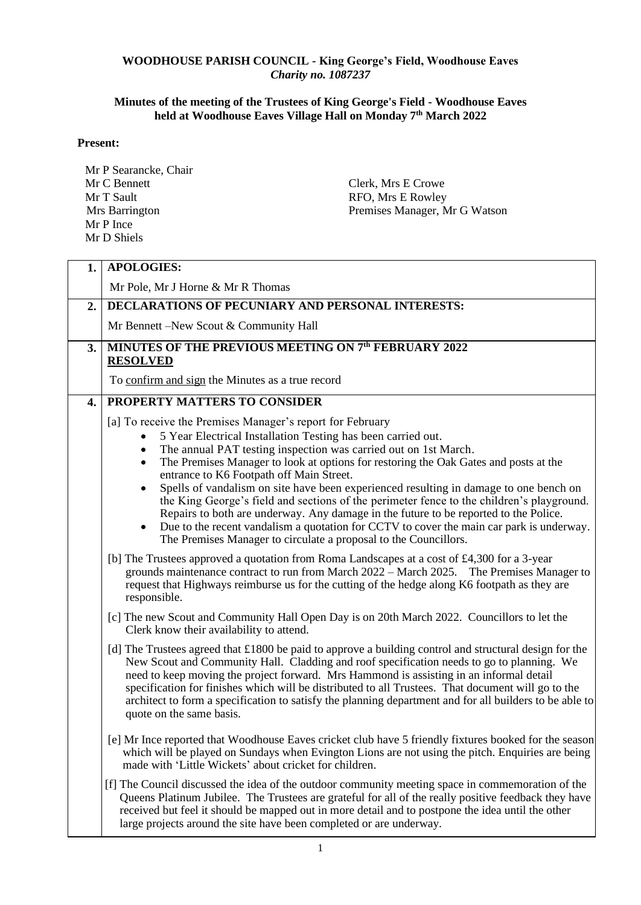**WOODHOUSE PARISH COUNCIL - King George's Field, Woodhouse Eaves**
*Charity no. 1087237*

**Minutes of the meeting of the Trustees of King George's Field - Woodhouse Eaves held at Woodhouse Eaves Village Hall on Monday 7th March 2022**

**Present:**

Mr P Searancke, Chair
Mr C Bennett
Mr T Sault
Mrs Barrington
Mr P Ince
Mr D Shiels

Clerk, Mrs E Crowe
RFO, Mrs E Rowley
Premises Manager, Mr G Watson

**1. APOLOGIES:**

Mr Pole, Mr J Horne & Mr R Thomas

**2. DECLARATIONS OF PECUNIARY AND PERSONAL INTERESTS:**

Mr Bennett –New Scout & Community Hall

**3. MINUTES OF THE PREVIOUS MEETING ON 7th FEBRUARY 2022**
**RESOLVED**

To confirm and sign the Minutes as a true record

**4. PROPERTY MATTERS TO CONSIDER**

[a] To receive the Premises Manager's report for February

- 5 Year Electrical Installation Testing has been carried out.
- The annual PAT testing inspection was carried out on 1st March.
- The Premises Manager to look at options for restoring the Oak Gates and posts at the entrance to K6 Footpath off Main Street.
- Spells of vandalism on site have been experienced resulting in damage to one bench on the King George's field and sections of the perimeter fence to the children's playground. Repairs to both are underway. Any damage in the future to be reported to the Police.
- Due to the recent vandalism a quotation for CCTV to cover the main car park is underway. The Premises Manager to circulate a proposal to the Councillors.

[b] The Trustees approved a quotation from Roma Landscapes at a cost of £4,300 for a 3-year grounds maintenance contract to run from March 2022 – March 2025. The Premises Manager to request that Highways reimburse us for the cutting of the hedge along K6 footpath as they are responsible.

[c] The new Scout and Community Hall Open Day is on 20th March 2022. Councillors to let the Clerk know their availability to attend.

[d] The Trustees agreed that £1800 be paid to approve a building control and structural design for the New Scout and Community Hall. Cladding and roof specification needs to go to planning. We need to keep moving the project forward. Mrs Hammond is assisting in an informal detail specification for finishes which will be distributed to all Trustees. That document will go to the architect to form a specification to satisfy the planning department and for all builders to be able to quote on the same basis.

[e] Mr Ince reported that Woodhouse Eaves cricket club have 5 friendly fixtures booked for the season which will be played on Sundays when Evington Lions are not using the pitch. Enquiries are being made with 'Little Wickets' about cricket for children.

[f] The Council discussed the idea of the outdoor community meeting space in commemoration of the Queens Platinum Jubilee. The Trustees are grateful for all of the really positive feedback they have received but feel it should be mapped out in more detail and to postpone the idea until the other large projects around the site have been completed or are underway.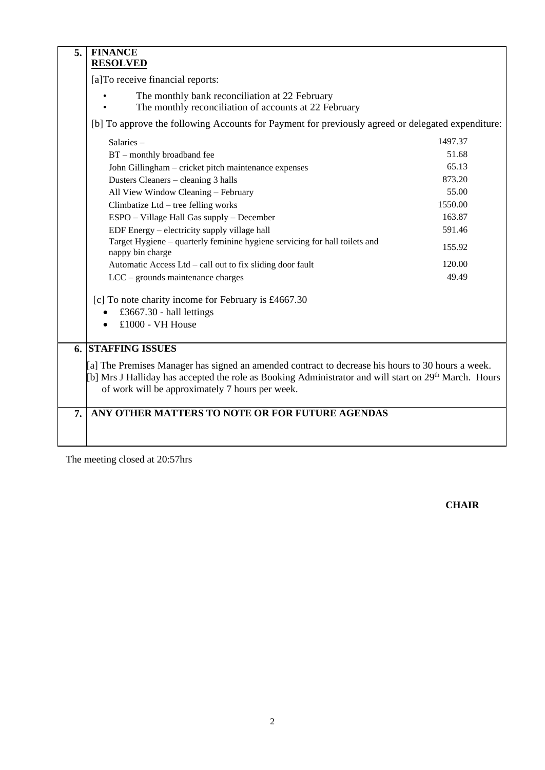## 5. FINANCE

**RESOLVED**

[a]To receive financial reports:

- The monthly bank reconciliation at 22 February
- The monthly reconciliation of accounts at 22 February

[b] To approve the following Accounts for Payment for previously agreed or delegated expenditure:

| | |
|---|---|
| Salaries – | 1497.37 |
| BT – monthly broadband fee | 51.68 |
| John Gillingham – cricket pitch maintenance expenses | 65.13 |
| Dusters Cleaners – cleaning 3 halls | 873.20 |
| All View Window Cleaning – February | 55.00 |
| Climbatize Ltd – tree felling works | 1550.00 |
| ESPO – Village Hall Gas supply – December | 163.87 |
| EDF Energy – electricity supply village hall | 591.46 |
| Target Hygiene – quarterly feminine hygiene servicing for hall toilets and nappy bin charge | 155.92 |
| Automatic Access Ltd – call out to fix sliding door fault | 120.00 |
| LCC – grounds maintenance charges | 49.49 |

[c] To note charity income for February is £4667.30

- £3667.30 - hall lettings
- £1000 - VH House

## 6. STAFFING ISSUES

[a] The Premises Manager has signed an amended contract to decrease his hours to 30 hours a week.

[b] Mrs J Halliday has accepted the role as Booking Administrator and will start on 29th March. Hours of work will be approximately 7 hours per week.

## 7. ANY OTHER MATTERS TO NOTE OR FOR FUTURE AGENDAS

The meeting closed at 20:57hrs

**CHAIR**